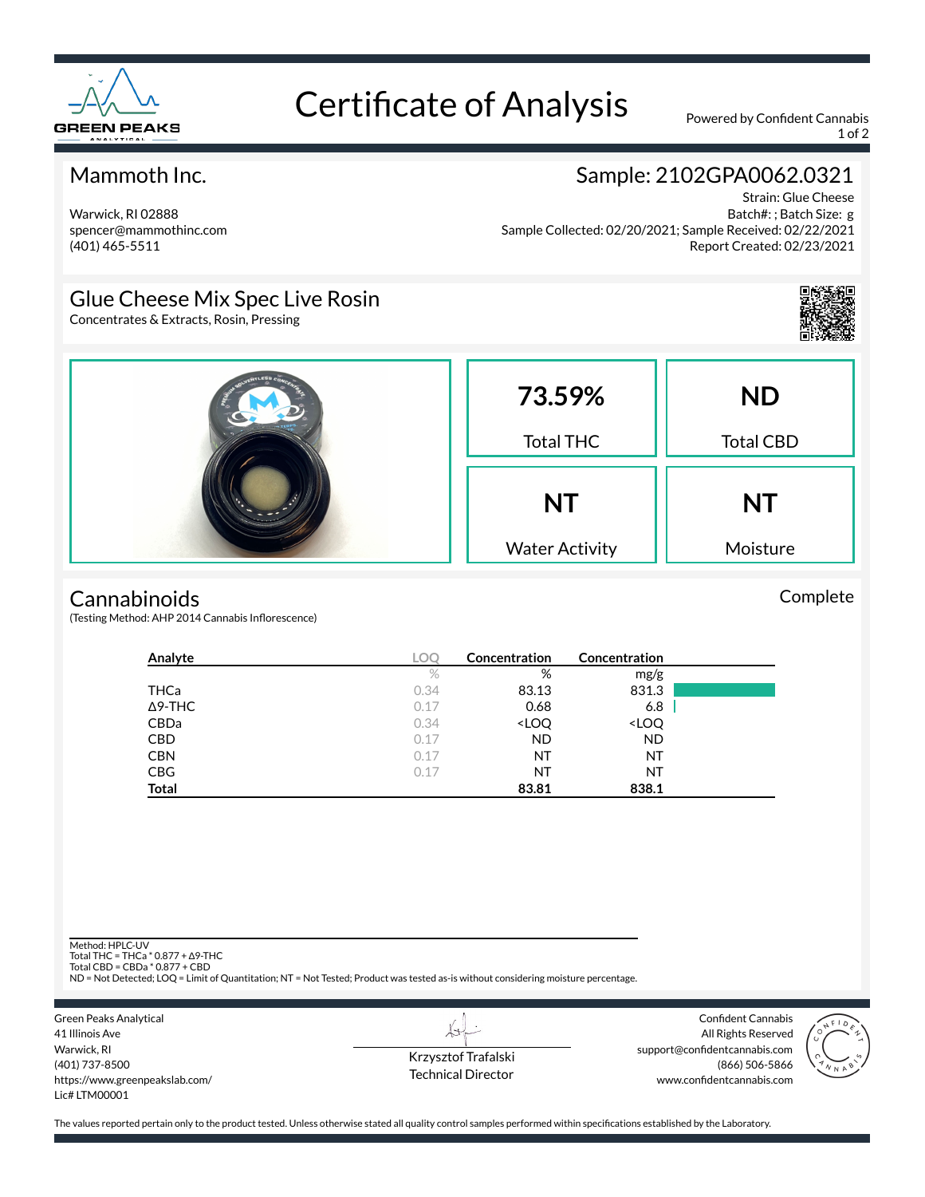# Certificate of Analysis

Powered by Confident Cannabis

## Mammoth Inc.

Warwick, RI 02888
spencer@mammothinc.com
(401) 465-5511

## Sample: 2102GPA0062.0321

Strain: Glue Cheese
Batch#: ; Batch Size: g
Sample Collected: 02/20/2021; Sample Received: 02/22/2021
Report Created: 02/23/2021

## Glue Cheese Mix Spec Live Rosin

Concentrates & Extracts, Rosin, Pressing

| 73.59% | ND |
|---|---|
| Total THC | Total CBD |
| **NT** | **NT** |
| Water Activity | Moisture |

## Cannabinoids

Complete

(Testing Method: AHP 2014 Cannabis Inflorescence)

| Analyte | LOQ | Concentration | Concentration |
|---|---|---|---|
| | % | % | mg/g |
| THCa | 0.34 | 83.13 | 831.3 |
| Δ9-THC | 0.17 | 0.68 | 6.8 |
| CBDa | 0.34 | <LOQ | <LOQ |
| CBD | 0.17 | ND | ND |
| CBN | 0.17 | NT | NT |
| CBG | 0.17 | NT | NT |
| **Total** | | **83.81** | **838.1** |

Method: HPLC-UV
Total THC = THCa * 0.877 + Δ9-THC
Total CBD = CBDa * 0.877 + CBD
ND = Not Detected; LOQ = Limit of Quantitation; NT = Not Tested; Product was tested as-is without considering moisture percentage.

Green Peaks Analytical
41 Illinois Ave
Warwick, RI
(401) 737-8500
https://www.greenpeakslab.com/
Lic# LTM00001

Krzysztof Trafalski
Technical Director

Confident Cannabis
All Rights Reserved
support@confidentcannabis.com
(866) 506-5866
www.confidentcannabis.com

The values reported pertain only to the product tested. Unless otherwise stated all quality control samples performed within specifications established by the Laboratory.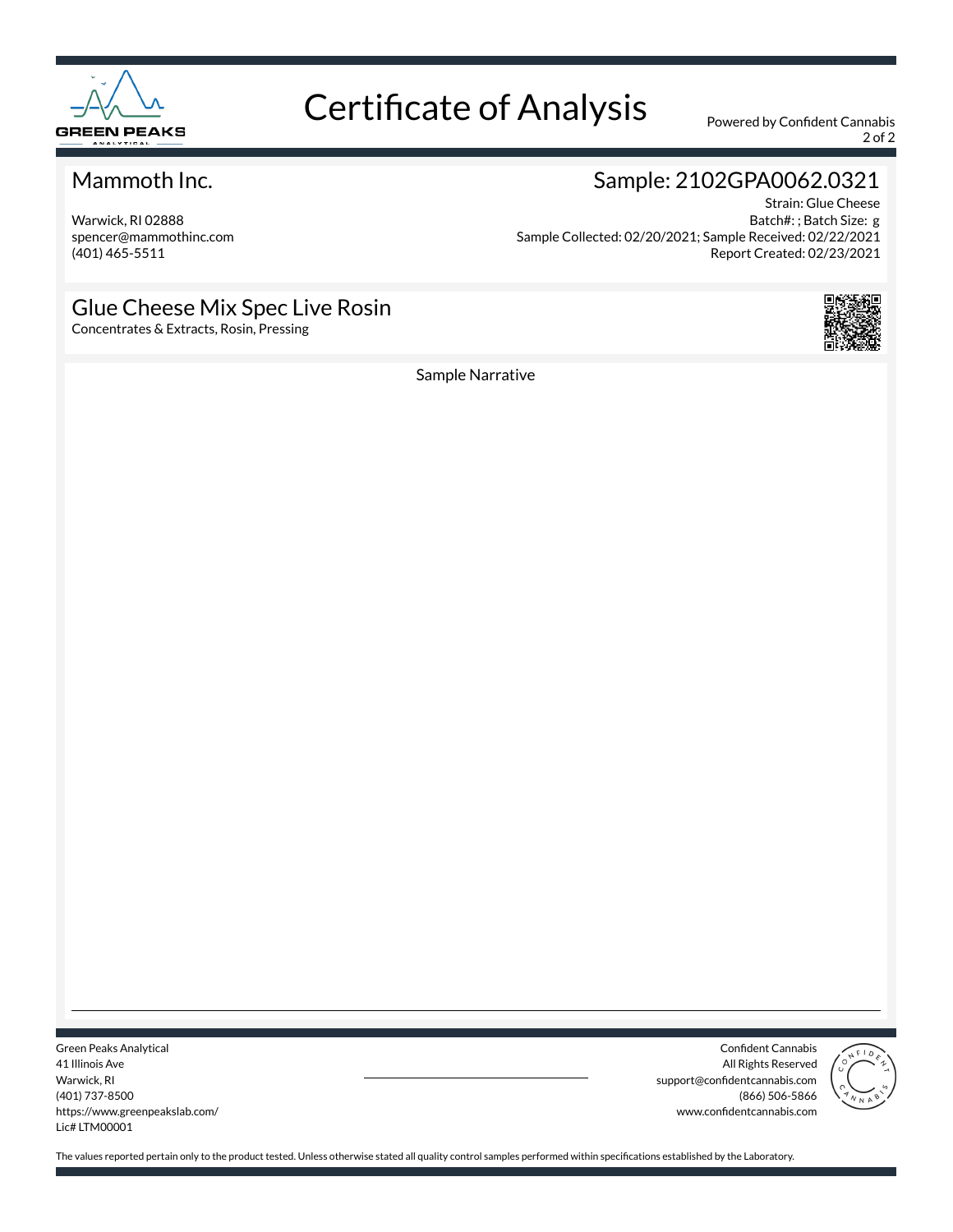# Certificate of Analysis

Powered by Confident Cannabis

## Mammoth Inc.

Warwick, RI 02888
spencer@mammothinc.com
(401) 465-5511

## Sample: 2102GPA0062.0321

Strain: Glue Cheese
Batch#: ; Batch Size: g
Sample Collected: 02/20/2021; Sample Received: 02/22/2021
Report Created: 02/23/2021

## Glue Cheese Mix Spec Live Rosin

Concentrates & Extracts, Rosin, Pressing

### Sample Narrative

Green Peaks Analytical
41 Illinois Ave
Warwick, RI
(401) 737-8500
https://www.greenpeakslab.com/
Lic# LTM00001

Confident Cannabis
All Rights Reserved
support@confidentcannabis.com
(866) 506-5866
www.confidentcannabis.com

The values reported pertain only to the product tested. Unless otherwise stated all quality control samples performed within specifications established by the Laboratory.